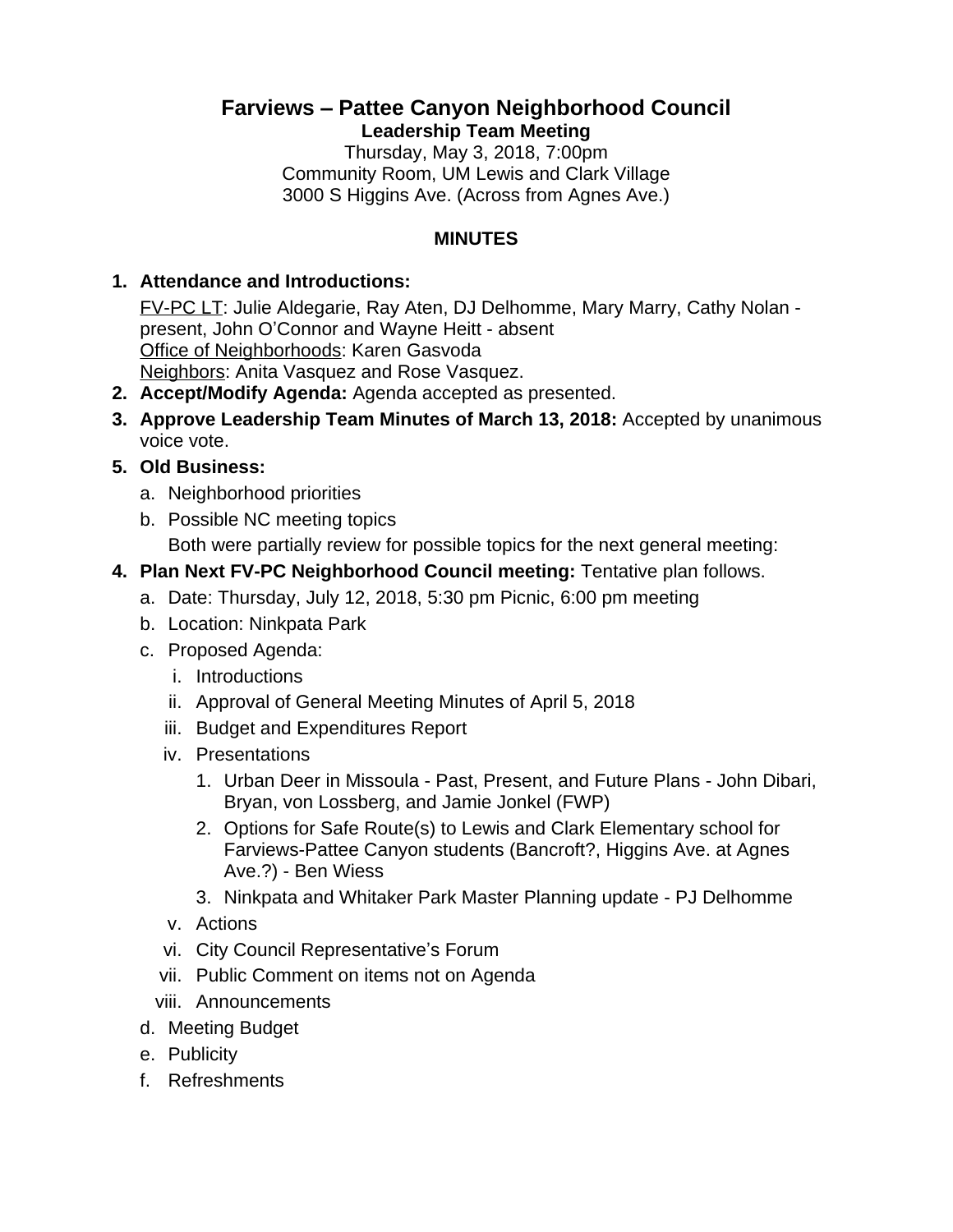# Farviews – Pattee Canyon Neighborhood Council

**Leadership Team Meeting**

Thursday, May 3, 2018, 7:00pm
Community Room, UM Lewis and Clark Village
3000 S Higgins Ave. (Across from Agnes Ave.)

**MINUTES**

1. **Attendance and Introductions:**
   FV-PC LT: Julie Aldegarie, Ray Aten, DJ Delhomme, Mary Marry, Cathy Nolan - present, John O'Connor and Wayne Heitt - absent
   Office of Neighborhoods: Karen Gasvoda
   Neighbors: Anita Vasquez and Rose Vasquez.
2. **Accept/Modify Agenda:** Agenda accepted as presented.
3. **Approve Leadership Team Minutes of March 13, 2018:** Accepted by unanimous voice vote.
5. **Old Business:**
   a. Neighborhood priorities
   b. Possible NC meeting topics
   Both were partially review for possible topics for the next general meeting:
4. **Plan Next FV-PC Neighborhood Council meeting:** Tentative plan follows.
   a. Date: Thursday, July 12, 2018, 5:30 pm Picnic, 6:00 pm meeting
   b. Location: Ninkpata Park
   c. Proposed Agenda:
      i. Introductions
      ii. Approval of General Meeting Minutes of April 5, 2018
      iii. Budget and Expenditures Report
      iv. Presentations
         1. Urban Deer in Missoula - Past, Present, and Future Plans - John Dibari, Bryan, von Lossberg, and Jamie Jonkel (FWP)
         2. Options for Safe Route(s) to Lewis and Clark Elementary school for Farviews-Pattee Canyon students (Bancroft?, Higgins Ave. at Agnes Ave.?) - Ben Wiess
         3. Ninkpata and Whitaker Park Master Planning update - PJ Delhomme
      v. Actions
      vi. City Council Representative's Forum
      vii. Public Comment on items not on Agenda
      viii. Announcements
   d. Meeting Budget
   e. Publicity
   f. Refreshments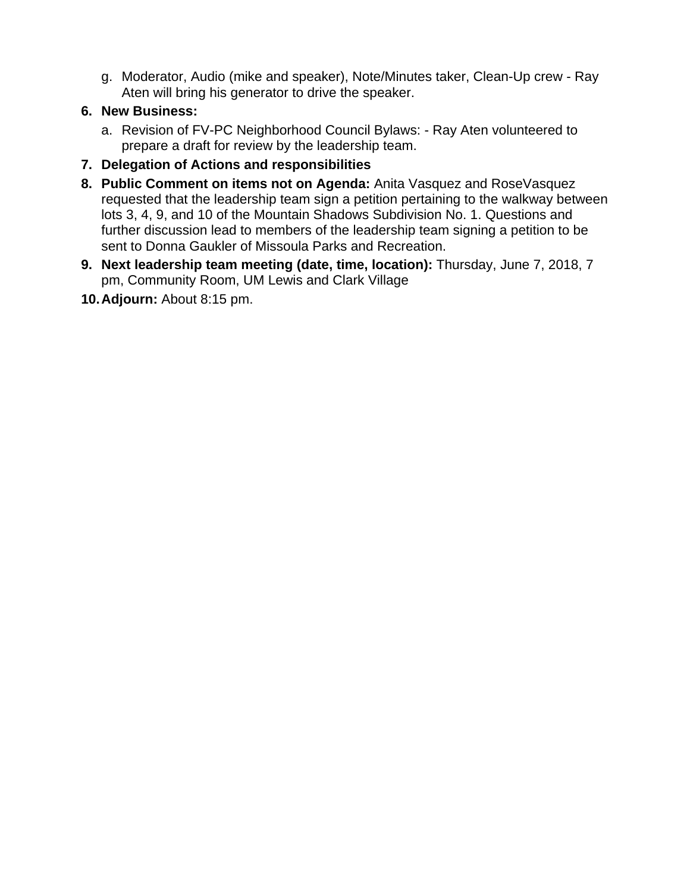g. Moderator, Audio (mike and speaker), Note/Minutes taker, Clean-Up crew - Ray Aten will bring his generator to drive the speaker.

6. **New Business:**
   a. Revision of FV-PC Neighborhood Council Bylaws: - Ray Aten volunteered to prepare a draft for review by the leadership team.
7. **Delegation of Actions and responsibilities**
8. **Public Comment on items not on Agenda:** Anita Vasquez and RoseVasquez requested that the leadership team sign a petition pertaining to the walkway between lots 3, 4, 9, and 10 of the Mountain Shadows Subdivision No. 1. Questions and further discussion lead to members of the leadership team signing a petition to be sent to Donna Gaukler of Missoula Parks and Recreation.
9. **Next leadership team meeting (date, time, location):** Thursday, June 7, 2018, 7 pm, Community Room, UM Lewis and Clark Village
10. **Adjourn:** About 8:15 pm.